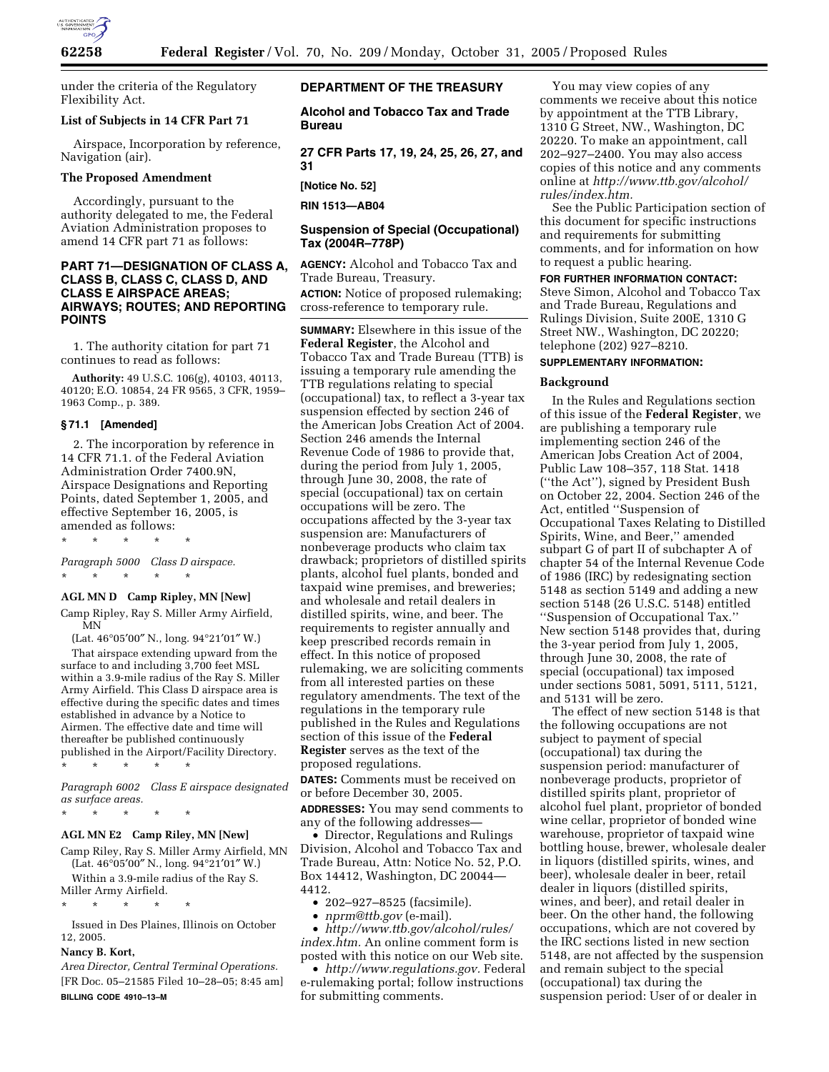under the criteria of the Regulatory Flexibility Act.

**List of Subjects in 14 CFR Part 71**

Airspace, Incorporation by reference, Navigation (air).

**The Proposed Amendment**

Accordingly, pursuant to the authority delegated to me, the Federal Aviation Administration proposes to amend 14 CFR part 71 as follows:

## PART 71—DESIGNATION OF CLASS A, CLASS B, CLASS C, CLASS D, AND CLASS E AIRSPACE AREAS; AIRWAYS; ROUTES; AND REPORTING POINTS

1. The authority citation for part 71 continues to read as follows:

**Authority:** 49 U.S.C. 106(g), 40103, 40113, 40120; E.O. 10854, 24 FR 9565, 3 CFR, 1959–1963 Comp., p. 389.

**§ 71.1 [Amended]**

2. The incorporation by reference in 14 CFR 71.1. of the Federal Aviation Administration Order 7400.9N, Airspace Designations and Reporting Points, dated September 1, 2005, and effective September 16, 2005, is amended as follows:

* * * * *

*Paragraph 5000 Class D airspace.*

* * * * *

**AGL MN D Camp Ripley, MN [New]**

Camp Ripley, Ray S. Miller Army Airfield, MN

(Lat. 46°05′00″ N., long. 94°21′01″ W.)

That airspace extending upward from the surface to and including 3,700 feet MSL within a 3.9-mile radius of the Ray S. Miller Army Airfield. This Class D airspace area is effective during the specific dates and times established in advance by a Notice to Airmen. The effective date and time will thereafter be published continuously published in the Airport/Facility Directory.

* * * * *

*Paragraph 6002 Class E airspace designated as surface areas.*

* * * * *

**AGL MN E2 Camp Riley, MN [New]**

Camp Riley, Ray S. Miller Army Airfield, MN (Lat. 46°05′00″ N., long. 94°21′01″ W.)

Within a 3.9-mile radius of the Ray S. Miller Army Airfield.

* * * * *

Issued in Des Plaines, Illinois on October 12, 2005.

**Nancy B. Kort,**

*Area Director, Central Terminal Operations.*

[FR Doc. 05–21585 Filed 10–28–05; 8:45 am]

**BILLING CODE 4910–13–M**

## DEPARTMENT OF THE TREASURY

### Alcohol and Tobacco Tax and Trade Bureau

### 27 CFR Parts 17, 19, 24, 25, 26, 27, and 31

**[Notice No. 52]**

**RIN 1513—AB04**

### Suspension of Special (Occupational) Tax (2004R–778P)

**AGENCY:** Alcohol and Tobacco Tax and Trade Bureau, Treasury.

**ACTION:** Notice of proposed rulemaking; cross-reference to temporary rule.

**SUMMARY:** Elsewhere in this issue of the **Federal Register**, the Alcohol and Tobacco Tax and Trade Bureau (TTB) is issuing a temporary rule amending the TTB regulations relating to special (occupational) tax, to reflect a 3-year tax suspension effected by section 246 of the American Jobs Creation Act of 2004. Section 246 amends the Internal Revenue Code of 1986 to provide that, during the period from July 1, 2005, through June 30, 2008, the rate of special (occupational) tax on certain occupations will be zero. The occupations affected by the 3-year tax suspension are: Manufacturers of nonbeverage products who claim tax drawback; proprietors of distilled spirits plants, alcohol fuel plants, bonded and taxpaid wine premises, and breweries; and wholesale and retail dealers in distilled spirits, wine, and beer. The requirements to register annually and keep prescribed records remain in effect. In this notice of proposed rulemaking, we are soliciting comments from all interested parties on these regulatory amendments. The text of the regulations in the temporary rule published in the Rules and Regulations section of this issue of the **Federal Register** serves as the text of the proposed regulations.

**DATES:** Comments must be received on or before December 30, 2005.

**ADDRESSES:** You may send comments to any of the following addresses—

- Director, Regulations and Rulings Division, Alcohol and Tobacco Tax and Trade Bureau, Attn: Notice No. 52, P.O. Box 14412, Washington, DC 20044—4412.
- 202–927–8525 (facsimile).
- *nprm@ttb.gov* (e-mail).
- *http://www.ttb.gov/alcohol/rules/index.htm.* An online comment form is posted with this notice on our Web site.
- *http://www.regulations.gov.* Federal e-rulemaking portal; follow instructions for submitting comments.

You may view copies of any comments we receive about this notice by appointment at the TTB Library, 1310 G Street, NW., Washington, DC 20220. To make an appointment, call 202–927–2400. You may also access copies of this notice and any comments online at *http://www.ttb.gov/alcohol/rules/index.htm.*

See the Public Participation section of this document for specific instructions and requirements for submitting comments, and for information on how to request a public hearing.

**FOR FURTHER INFORMATION CONTACT:** Steve Simon, Alcohol and Tobacco Tax and Trade Bureau, Regulations and Rulings Division, Suite 200E, 1310 G Street NW., Washington, DC 20220; telephone (202) 927–8210.

**SUPPLEMENTARY INFORMATION:**

**Background**

In the Rules and Regulations section of this issue of the **Federal Register**, we are publishing a temporary rule implementing section 246 of the American Jobs Creation Act of 2004, Public Law 108–357, 118 Stat. 1418 (''the Act''), signed by President Bush on October 22, 2004. Section 246 of the Act, entitled ''Suspension of Occupational Taxes Relating to Distilled Spirits, Wine, and Beer,'' amended subpart G of part II of subchapter A of chapter 54 of the Internal Revenue Code of 1986 (IRC) by redesignating section 5148 as section 5149 and adding a new section 5148 (26 U.S.C. 5148) entitled ''Suspension of Occupational Tax.'' New section 5148 provides that, during the 3-year period from July 1, 2005, through June 30, 2008, the rate of special (occupational) tax imposed under sections 5081, 5091, 5111, 5121, and 5131 will be zero.

The effect of new section 5148 is that the following occupations are not subject to payment of special (occupational) tax during the suspension period: manufacturer of nonbeverage products, proprietor of distilled spirits plant, proprietor of alcohol fuel plant, proprietor of bonded wine cellar, proprietor of bonded wine warehouse, proprietor of taxpaid wine bottling house, brewer, wholesale dealer in liquors (distilled spirits, wines, and beer), wholesale dealer in beer, retail dealer in liquors (distilled spirits, wines, and beer), and retail dealer in beer. On the other hand, the following occupations, which are not covered by the IRC sections listed in new section 5148, are not affected by the suspension and remain subject to the special (occupational) tax during the suspension period: User of or dealer in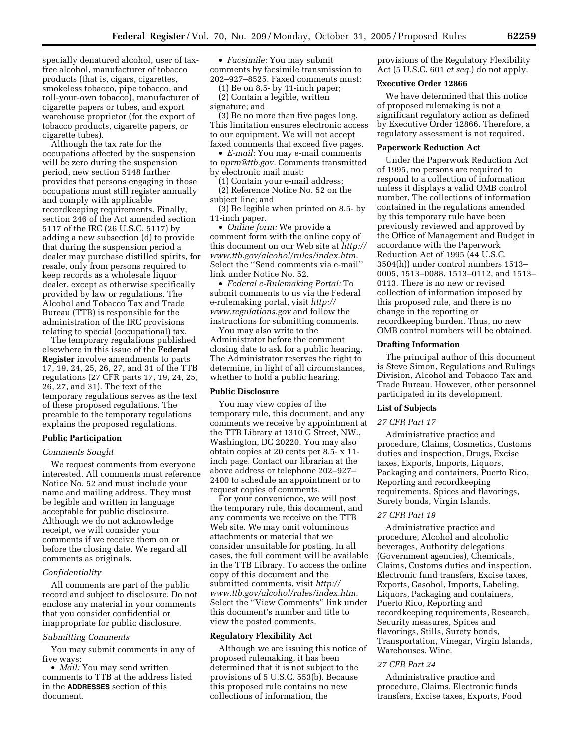specially denatured alcohol, user of tax-free alcohol, manufacturer of tobacco products (that is, cigars, cigarettes, smokeless tobacco, pipe tobacco, and roll-your-own tobacco), manufacturer of cigarette papers or tubes, and export warehouse proprietor (for the export of tobacco products, cigarette papers, or cigarette tubes).

Although the tax rate for the occupations affected by the suspension will be zero during the suspension period, new section 5148 further provides that persons engaging in those occupations must still register annually and comply with applicable recordkeeping requirements. Finally, section 246 of the Act amended section 5117 of the IRC (26 U.S.C. 5117) by adding a new subsection (d) to provide that during the suspension period a dealer may purchase distilled spirits, for resale, only from persons required to keep records as a wholesale liquor dealer, except as otherwise specifically provided by law or regulations. The Alcohol and Tobacco Tax and Trade Bureau (TTB) is responsible for the administration of the IRC provisions relating to special (occupational) tax.

The temporary regulations published elsewhere in this issue of the **Federal Register** involve amendments to parts 17, 19, 24, 25, 26, 27, and 31 of the TTB regulations (27 CFR parts 17, 19, 24, 25, 26, 27, and 31). The text of the temporary regulations serves as the text of these proposed regulations. The preamble to the temporary regulations explains the proposed regulations.

## Public Participation

### *Comments Sought*

We request comments from everyone interested. All comments must reference Notice No. 52 and must include your name and mailing address. They must be legible and written in language acceptable for public disclosure. Although we do not acknowledge receipt, we will consider your comments if we receive them on or before the closing date. We regard all comments as originals.

### *Confidentiality*

All comments are part of the public record and subject to disclosure. Do not enclose any material in your comments that you consider confidential or inappropriate for public disclosure.

### *Submitting Comments*

You may submit comments in any of five ways:

- *Mail:* You may send written comments to TTB at the address listed in the **ADDRESSES** section of this document.
- *Facsimile:* You may submit comments by facsimile transmission to 202–927–8525. Faxed comments must:

(1) Be on 8.5- by 11-inch paper;
(2) Contain a legible, written signature; and
(3) Be no more than five pages long. This limitation ensures electronic access to our equipment. We will not accept faxed comments that exceed five pages.

- *E-mail:* You may e-mail comments to *nprm@ttb.gov*. Comments transmitted by electronic mail must:

(1) Contain your e-mail address;
(2) Reference Notice No. 52 on the subject line; and
(3) Be legible when printed on 8.5- by 11-inch paper.

- *Online form:* We provide a comment form with the online copy of this document on our Web site at *http://www.ttb.gov/alcohol/rules/index.htm*. Select the ''Send comments via e-mail'' link under Notice No. 52.
- *Federal e-Rulemaking Portal:* To submit comments to us via the Federal e-rulemaking portal, visit *http://www.regulations.gov* and follow the instructions for submitting comments.

You may also write to the Administrator before the comment closing date to ask for a public hearing. The Administrator reserves the right to determine, in light of all circumstances, whether to hold a public hearing.

## Public Disclosure

You may view copies of the temporary rule, this document, and any comments we receive by appointment at the TTB Library at 1310 G Street, NW., Washington, DC 20220. You may also obtain copies at 20 cents per 8.5- x 11-inch page. Contact our librarian at the above address or telephone 202–927–2400 to schedule an appointment or to request copies of comments.

For your convenience, we will post the temporary rule, this document, and any comments we receive on the TTB Web site. We may omit voluminous attachments or material that we consider unsuitable for posting. In all cases, the full comment will be available in the TTB Library. To access the online copy of this document and the submitted comments, visit *http://www.ttb.gov/alcohol/rules/index.htm*. Select the ''View Comments'' link under this document's number and title to view the posted comments.

## Regulatory Flexibility Act

Although we are issuing this notice of proposed rulemaking, it has been determined that it is not subject to the provisions of 5 U.S.C. 553(b). Because this proposed rule contains no new collections of information, the provisions of the Regulatory Flexibility Act (5 U.S.C. 601 *et seq.*) do not apply.

## Executive Order 12866

We have determined that this notice of proposed rulemaking is not a significant regulatory action as defined by Executive Order 12866. Therefore, a regulatory assessment is not required.

## Paperwork Reduction Act

Under the Paperwork Reduction Act of 1995, no persons are required to respond to a collection of information unless it displays a valid OMB control number. The collections of information contained in the regulations amended by this temporary rule have been previously reviewed and approved by the Office of Management and Budget in accordance with the Paperwork Reduction Act of 1995 (44 U.S.C. 3504(h)) under control numbers 1513–0005, 1513–0088, 1513–0112, and 1513–0113. There is no new or revised collection of information imposed by this proposed rule, and there is no change in the reporting or recordkeeping burden. Thus, no new OMB control numbers will be obtained.

## Drafting Information

The principal author of this document is Steve Simon, Regulations and Rulings Division, Alcohol and Tobacco Tax and Trade Bureau. However, other personnel participated in its development.

## List of Subjects

### *27 CFR Part 17*

Administrative practice and procedure, Claims, Cosmetics, Customs duties and inspection, Drugs, Excise taxes, Exports, Imports, Liquors, Packaging and containers, Puerto Rico, Reporting and recordkeeping requirements, Spices and flavorings, Surety bonds, Virgin Islands.

### *27 CFR Part 19*

Administrative practice and procedure, Alcohol and alcoholic beverages, Authority delegations (Government agencies), Chemicals, Claims, Customs duties and inspection, Electronic fund transfers, Excise taxes, Exports, Gasohol, Imports, Labeling, Liquors, Packaging and containers, Puerto Rico, Reporting and recordkeeping requirements, Research, Security measures, Spices and flavorings, Stills, Surety bonds, Transportation, Vinegar, Virgin Islands, Warehouses, Wine.

### *27 CFR Part 24*

Administrative practice and procedure, Claims, Electronic funds transfers, Excise taxes, Exports, Food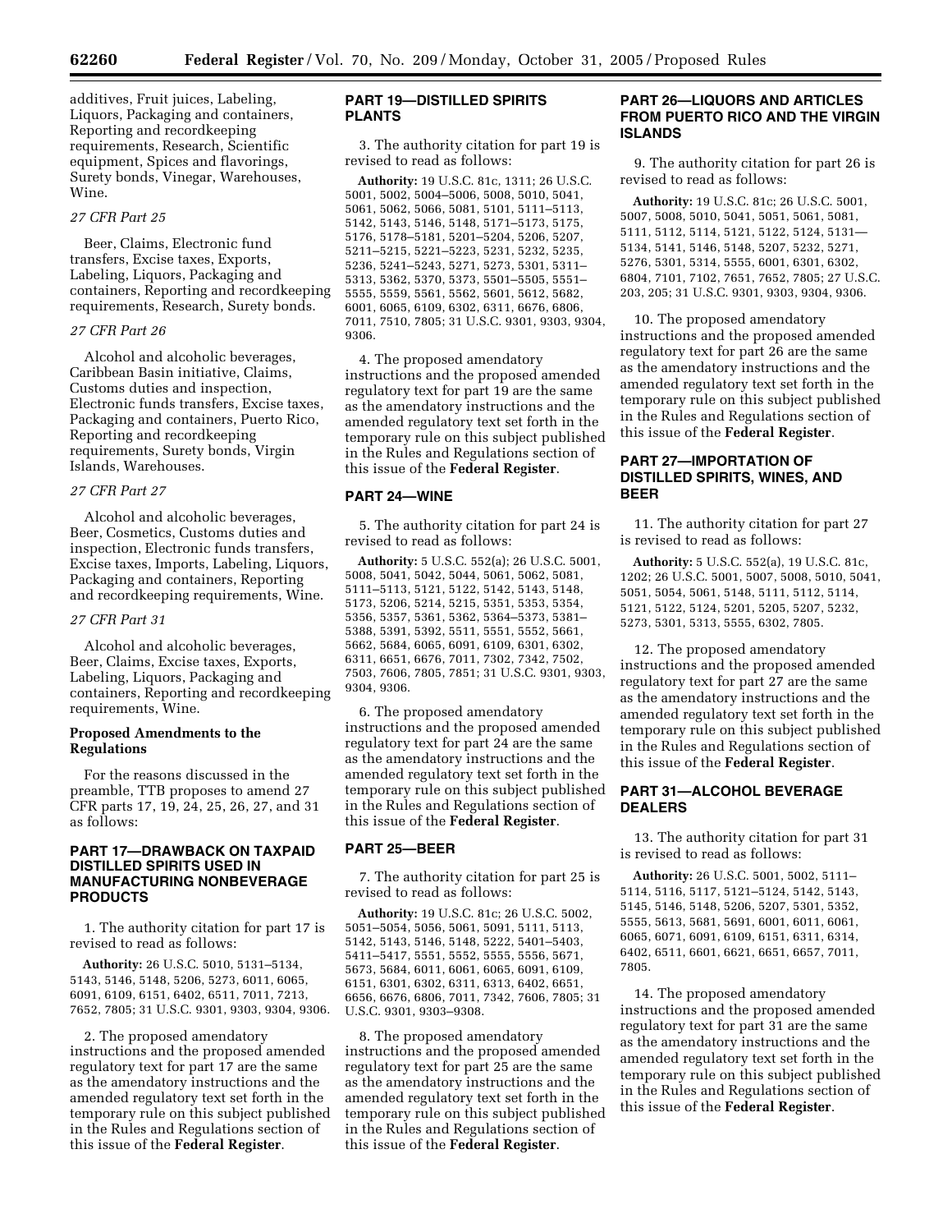additives, Fruit juices, Labeling, Liquors, Packaging and containers, Reporting and recordkeeping requirements, Research, Scientific equipment, Spices and flavorings, Surety bonds, Vinegar, Warehouses, Wine.

*27 CFR Part 25*

Beer, Claims, Electronic fund transfers, Excise taxes, Exports, Labeling, Liquors, Packaging and containers, Reporting and recordkeeping requirements, Research, Surety bonds.

*27 CFR Part 26*

Alcohol and alcoholic beverages, Caribbean Basin initiative, Claims, Customs duties and inspection, Electronic funds transfers, Excise taxes, Packaging and containers, Puerto Rico, Reporting and recordkeeping requirements, Surety bonds, Virgin Islands, Warehouses.

*27 CFR Part 27*

Alcohol and alcoholic beverages, Beer, Cosmetics, Customs duties and inspection, Electronic funds transfers, Excise taxes, Imports, Labeling, Liquors, Packaging and containers, Reporting and recordkeeping requirements, Wine.

*27 CFR Part 31*

Alcohol and alcoholic beverages, Beer, Claims, Excise taxes, Exports, Labeling, Liquors, Packaging and containers, Reporting and recordkeeping requirements, Wine.

**Proposed Amendments to the Regulations**

For the reasons discussed in the preamble, TTB proposes to amend 27 CFR parts 17, 19, 24, 25, 26, 27, and 31 as follows:

## PART 17—DRAWBACK ON TAXPAID DISTILLED SPIRITS USED IN MANUFACTURING NONBEVERAGE PRODUCTS

1. The authority citation for part 17 is revised to read as follows:

**Authority:** 26 U.S.C. 5010, 5131–5134, 5143, 5146, 5148, 5206, 5273, 6011, 6065, 6091, 6109, 6151, 6402, 6511, 7011, 7213, 7652, 7805; 31 U.S.C. 9301, 9303, 9304, 9306.

2. The proposed amendatory instructions and the proposed amended regulatory text for part 17 are the same as the amendatory instructions and the amended regulatory text set forth in the temporary rule on this subject published in the Rules and Regulations section of this issue of the **Federal Register**.

## PART 19—DISTILLED SPIRITS PLANTS

3. The authority citation for part 19 is revised to read as follows:

**Authority:** 19 U.S.C. 81c, 1311; 26 U.S.C. 5001, 5002, 5004–5006, 5008, 5010, 5041, 5061, 5062, 5066, 5081, 5101, 5111–5113, 5142, 5143, 5146, 5148, 5171–5173, 5175, 5176, 5178–5181, 5201–5204, 5206, 5207, 5211–5215, 5221–5223, 5231, 5232, 5235, 5236, 5241–5243, 5271, 5273, 5301, 5311–5313, 5362, 5370, 5373, 5501–5505, 5551–5555, 5559, 5561, 5562, 5601, 5612, 5682, 6001, 6065, 6109, 6302, 6311, 6676, 6806, 7011, 7510, 7805; 31 U.S.C. 9301, 9303, 9304, 9306.

4. The proposed amendatory instructions and the proposed amended regulatory text for part 19 are the same as the amendatory instructions and the amended regulatory text set forth in the temporary rule on this subject published in the Rules and Regulations section of this issue of the **Federal Register**.

## PART 24—WINE

5. The authority citation for part 24 is revised to read as follows:

**Authority:** 5 U.S.C. 552(a); 26 U.S.C. 5001, 5008, 5041, 5042, 5044, 5061, 5062, 5081, 5111–5113, 5121, 5122, 5142, 5143, 5148, 5173, 5206, 5214, 5215, 5351, 5353, 5354, 5356, 5357, 5361, 5362, 5364–5373, 5381–5388, 5391, 5392, 5511, 5551, 5552, 5661, 5662, 5684, 6065, 6091, 6109, 6301, 6302, 6311, 6651, 6676, 7011, 7302, 7342, 7502, 7503, 7606, 7805, 7851; 31 U.S.C. 9301, 9303, 9304, 9306.

6. The proposed amendatory instructions and the proposed amended regulatory text for part 24 are the same as the amendatory instructions and the amended regulatory text set forth in the temporary rule on this subject published in the Rules and Regulations section of this issue of the **Federal Register**.

## PART 25—BEER

7. The authority citation for part 25 is revised to read as follows:

**Authority:** 19 U.S.C. 81c; 26 U.S.C. 5002, 5051–5054, 5056, 5061, 5091, 5111, 5113, 5142, 5143, 5146, 5148, 5222, 5401–5403, 5411–5417, 5551, 5552, 5555, 5556, 5671, 5673, 5684, 6011, 6061, 6065, 6091, 6109, 6151, 6301, 6302, 6311, 6313, 6402, 6651, 6656, 6676, 6806, 7011, 7342, 7606, 7805; 31 U.S.C. 9301, 9303–9308.

8. The proposed amendatory instructions and the proposed amended regulatory text for part 25 are the same as the amendatory instructions and the amended regulatory text set forth in the temporary rule on this subject published in the Rules and Regulations section of this issue of the **Federal Register**.

## PART 26—LIQUORS AND ARTICLES FROM PUERTO RICO AND THE VIRGIN ISLANDS

9. The authority citation for part 26 is revised to read as follows:

**Authority:** 19 U.S.C. 81c; 26 U.S.C. 5001, 5007, 5008, 5010, 5041, 5051, 5061, 5081, 5111, 5112, 5114, 5121, 5122, 5124, 5131—5134, 5141, 5146, 5148, 5207, 5232, 5271, 5276, 5301, 5314, 5555, 6001, 6301, 6302, 6804, 7101, 7102, 7651, 7652, 7805; 27 U.S.C. 203, 205; 31 U.S.C. 9301, 9303, 9304, 9306.

10. The proposed amendatory instructions and the proposed amended regulatory text for part 26 are the same as the amendatory instructions and the amended regulatory text set forth in the temporary rule on this subject published in the Rules and Regulations section of this issue of the **Federal Register**.

## PART 27—IMPORTATION OF DISTILLED SPIRITS, WINES, AND BEER

11. The authority citation for part 27 is revised to read as follows:

**Authority:** 5 U.S.C. 552(a), 19 U.S.C. 81c, 1202; 26 U.S.C. 5001, 5007, 5008, 5010, 5041, 5051, 5054, 5061, 5148, 5111, 5112, 5114, 5121, 5122, 5124, 5201, 5205, 5207, 5232, 5273, 5301, 5313, 5555, 6302, 7805.

12. The proposed amendatory instructions and the proposed amended regulatory text for part 27 are the same as the amendatory instructions and the amended regulatory text set forth in the temporary rule on this subject published in the Rules and Regulations section of this issue of the **Federal Register**.

## PART 31—ALCOHOL BEVERAGE DEALERS

13. The authority citation for part 31 is revised to read as follows:

**Authority:** 26 U.S.C. 5001, 5002, 5111–5114, 5116, 5117, 5121–5124, 5142, 5143, 5145, 5146, 5148, 5206, 5207, 5301, 5352, 5555, 5613, 5681, 5691, 6001, 6011, 6061, 6065, 6071, 6091, 6109, 6151, 6311, 6314, 6402, 6511, 6601, 6621, 6651, 6657, 7011, 7805.

14. The proposed amendatory instructions and the proposed amended regulatory text for part 31 are the same as the amendatory instructions and the amended regulatory text set forth in the temporary rule on this subject published in the Rules and Regulations section of this issue of the **Federal Register**.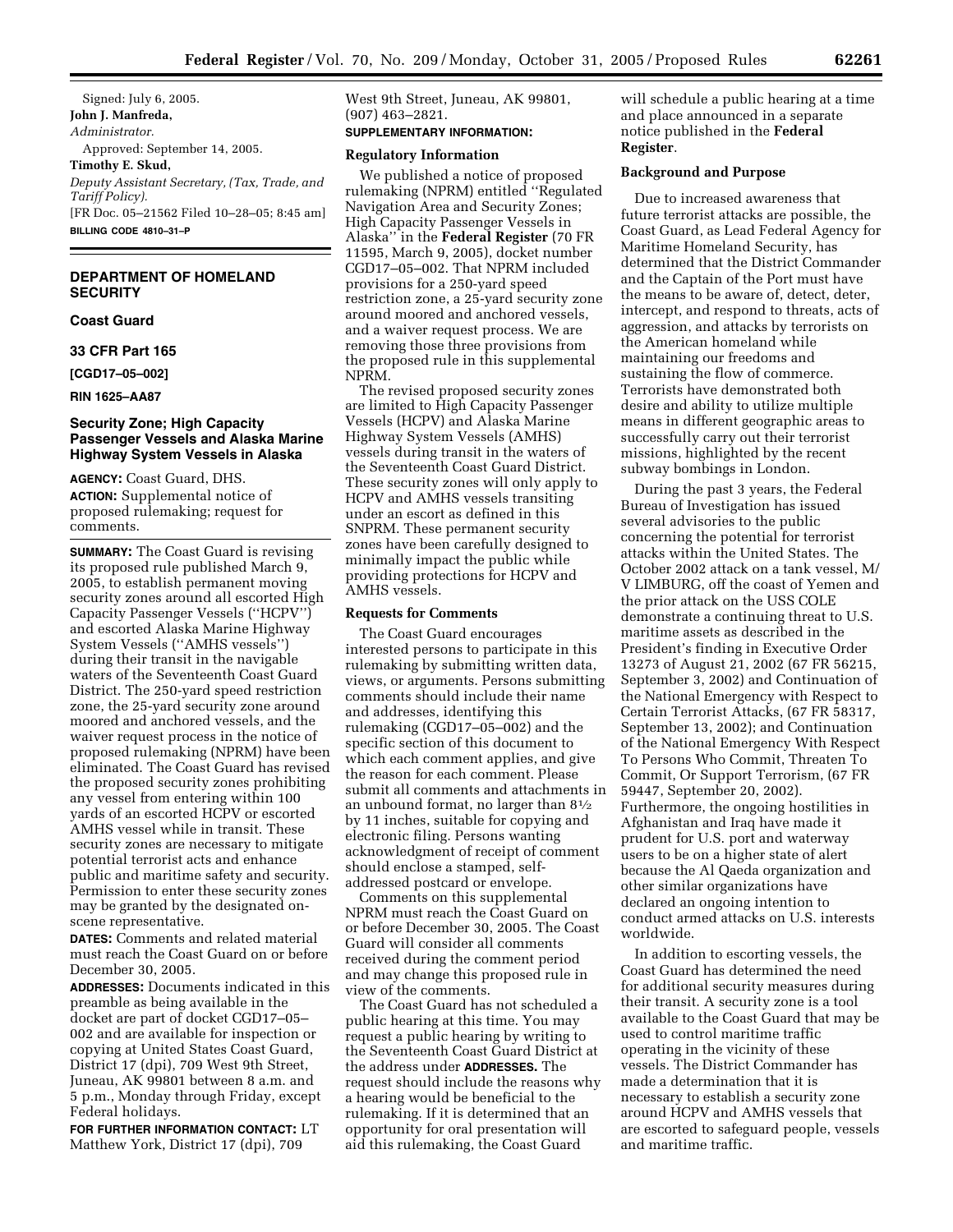Signed: July 6, 2005.

**John J. Manfreda,**

*Administrator.*

Approved: September 14, 2005.

**Timothy E. Skud,**

*Deputy Assistant Secretary, (Tax, Trade, and Tariff Policy).*

[FR Doc. 05–21562 Filed 10–28–05; 8:45 am]

**BILLING CODE 4810–31–P**

---

## DEPARTMENT OF HOMELAND SECURITY

### Coast Guard

### 33 CFR Part 165

**[CGD17–05–002]**

**RIN 1625–AA87**

### Security Zone; High Capacity Passenger Vessels and Alaska Marine Highway System Vessels in Alaska

**AGENCY:** Coast Guard, DHS.

**ACTION:** Supplemental notice of proposed rulemaking; request for comments.

**SUMMARY:** The Coast Guard is revising its proposed rule published March 9, 2005, to establish permanent moving security zones around all escorted High Capacity Passenger Vessels (''HCPV'') and escorted Alaska Marine Highway System Vessels (''AMHS vessels'') during their transit in the navigable waters of the Seventeenth Coast Guard District. The 250-yard speed restriction zone, the 25-yard security zone around moored and anchored vessels, and the waiver request process in the notice of proposed rulemaking (NPRM) have been eliminated. The Coast Guard has revised the proposed security zones prohibiting any vessel from entering within 100 yards of an escorted HCPV or escorted AMHS vessel while in transit. These security zones are necessary to mitigate potential terrorist acts and enhance public and maritime safety and security. Permission to enter these security zones may be granted by the designated on-scene representative.

**DATES:** Comments and related material must reach the Coast Guard on or before December 30, 2005.

**ADDRESSES:** Documents indicated in this preamble as being available in the docket are part of docket CGD17–05–002 and are available for inspection or copying at United States Coast Guard, District 17 (dpi), 709 West 9th Street, Juneau, AK 99801 between 8 a.m. and 5 p.m., Monday through Friday, except Federal holidays.

**FOR FURTHER INFORMATION CONTACT:** LT Matthew York, District 17 (dpi), 709 West 9th Street, Juneau, AK 99801, (907) 463–2821.

**SUPPLEMENTARY INFORMATION:**

#### Regulatory Information

We published a notice of proposed rulemaking (NPRM) entitled ''Regulated Navigation Area and Security Zones; High Capacity Passenger Vessels in Alaska'' in the **Federal Register** (70 FR 11595, March 9, 2005), docket number CGD17–05–002. That NPRM included provisions for a 250-yard speed restriction zone, a 25-yard security zone around moored and anchored vessels, and a waiver request process. We are removing those three provisions from the proposed rule in this supplemental NPRM.

The revised proposed security zones are limited to High Capacity Passenger Vessels (HCPV) and Alaska Marine Highway System Vessels (AMHS) vessels during transit in the waters of the Seventeenth Coast Guard District. These security zones will only apply to HCPV and AMHS vessels transiting under an escort as defined in this SNPRM. These permanent security zones have been carefully designed to minimally impact the public while providing protections for HCPV and AMHS vessels.

#### Requests for Comments

The Coast Guard encourages interested persons to participate in this rulemaking by submitting written data, views, or arguments. Persons submitting comments should include their name and addresses, identifying this rulemaking (CGD17–05–002) and the specific section of this document to which each comment applies, and give the reason for each comment. Please submit all comments and attachments in an unbound format, no larger than 8½ by 11 inches, suitable for copying and electronic filing. Persons wanting acknowledgment of receipt of comment should enclose a stamped, self-addressed postcard or envelope.

Comments on this supplemental NPRM must reach the Coast Guard on or before December 30, 2005. The Coast Guard will consider all comments received during the comment period and may change this proposed rule in view of the comments.

The Coast Guard has not scheduled a public hearing at this time. You may request a public hearing by writing to the Seventeenth Coast Guard District at the address under **ADDRESSES.** The request should include the reasons why a hearing would be beneficial to the rulemaking. If it is determined that an opportunity for oral presentation will aid this rulemaking, the Coast Guard will schedule a public hearing at a time and place announced in a separate notice published in the **Federal Register**.

#### Background and Purpose

Due to increased awareness that future terrorist attacks are possible, the Coast Guard, as Lead Federal Agency for Maritime Homeland Security, has determined that the District Commander and the Captain of the Port must have the means to be aware of, detect, deter, intercept, and respond to threats, acts of aggression, and attacks by terrorists on the American homeland while maintaining our freedoms and sustaining the flow of commerce. Terrorists have demonstrated both desire and ability to utilize multiple means in different geographic areas to successfully carry out their terrorist missions, highlighted by the recent subway bombings in London.

During the past 3 years, the Federal Bureau of Investigation has issued several advisories to the public concerning the potential for terrorist attacks within the United States. The October 2002 attack on a tank vessel, M/V LIMBURG, off the coast of Yemen and the prior attack on the USS COLE demonstrate a continuing threat to U.S. maritime assets as described in the President's finding in Executive Order 13273 of August 21, 2002 (67 FR 56215, September 3, 2002) and Continuation of the National Emergency with Respect to Certain Terrorist Attacks, (67 FR 58317, September 13, 2002); and Continuation of the National Emergency With Respect To Persons Who Commit, Threaten To Commit, Or Support Terrorism, (67 FR 59447, September 20, 2002). Furthermore, the ongoing hostilities in Afghanistan and Iraq have made it prudent for U.S. port and waterway users to be on a higher state of alert because the Al Qaeda organization and other similar organizations have declared an ongoing intention to conduct armed attacks on U.S. interests worldwide.

In addition to escorting vessels, the Coast Guard has determined the need for additional security measures during their transit. A security zone is a tool available to the Coast Guard that may be used to control maritime traffic operating in the vicinity of these vessels. The District Commander has made a determination that it is necessary to establish a security zone around HCPV and AMHS vessels that are escorted to safeguard people, vessels and maritime traffic.